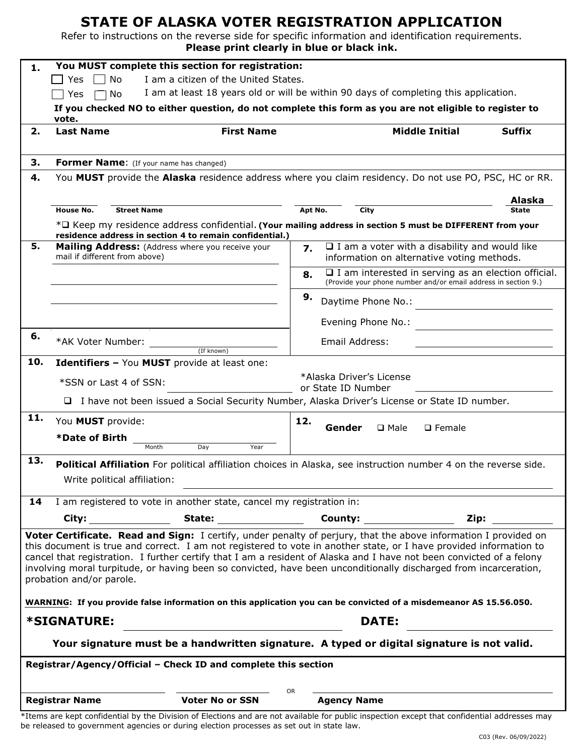# STATE OF ALASKA VOTER REGISTRATION APPLICATION

Refer to instructions on the reverse side for specific information and identification requirements.
**Please print clearly in blue or black ink.**

**1. You MUST complete this section for registration:**

☐ Yes ☐ No I am a citizen of the United States.

☐ Yes ☐ No I am at least 18 years old or will be within 90 days of completing this application.

**If you checked NO to either question, do not complete this form as you are not eligible to register to vote.**

**2.** **Last Name** | **First Name** | **Middle Initial** | **Suffix**

**3.** **Former Name**: (If your name has changed)

**4.** You **MUST** provide the **Alaska** residence address where you claim residency. Do not use PO, PSC, HC or RR.

**House No.** | **Street Name** | **Apt No.** | **City** | **Alaska State**

*☐ Keep my residence address confidential. **(Your mailing address in section 5 must be DIFFERENT from your residence address in section 4 to remain confidential.)**

**5.** **Mailing Address:** (Address where you receive your mail if different from above)

**6.** *AK Voter Number: ____________ (If known)

**7.** ☐ I am a voter with a disability and would like information on alternative voting methods.

**8.** ☐ I am interested in serving as an election official. (Provide your phone number and/or email address in section 9.)

**9.** Daytime Phone No.:

Evening Phone No.:

Email Address:

**10.** **Identifiers –** You **MUST** provide at least one:

*SSN or Last 4 of SSN: ____________

*Alaska Driver's License or State ID Number ____________

☐ I have not been issued a Social Security Number, Alaska Driver's License or State ID number.

**11.** You **MUST** provide:

***Date of Birth** ____ Month ____ Day ____ Year

**12.** **Gender** ☐ Male ☐ Female

**13.** **Political Affiliation** For political affiliation choices in Alaska, see instruction number 4 on the reverse side.

Write political affiliation:

**14** I am registered to vote in another state, cancel my registration in:

**City:** ____________ **State:** ____________ **County:** ____________ **Zip:** ____________

**Voter Certificate. Read and Sign:** I certify, under penalty of perjury, that the above information I provided on this document is true and correct. I am not registered to vote in another state, or I have provided information to cancel that registration. I further certify that I am a resident of Alaska and I have not been convicted of a felony involving moral turpitude, or having been so convicted, have been unconditionally discharged from incarceration, probation and/or parole.

**WARNING: If you provide false information on this application you can be convicted of a misdemeanor AS 15.56.050.**

***SIGNATURE:** ____________ **DATE:** ____________

**Your signature must be a handwritten signature. A typed or digital signature is not valid.**

**Registrar/Agency/Official – Check ID and complete this section**

**Registrar Name** | **Voter No or SSN** | OR | **Agency Name**

*Items are kept confidential by the Division of Elections and are not available for public inspection except that confidential addresses may be released to government agencies or during election processes as set out in state law.

C03 (Rev. 06/09/2022)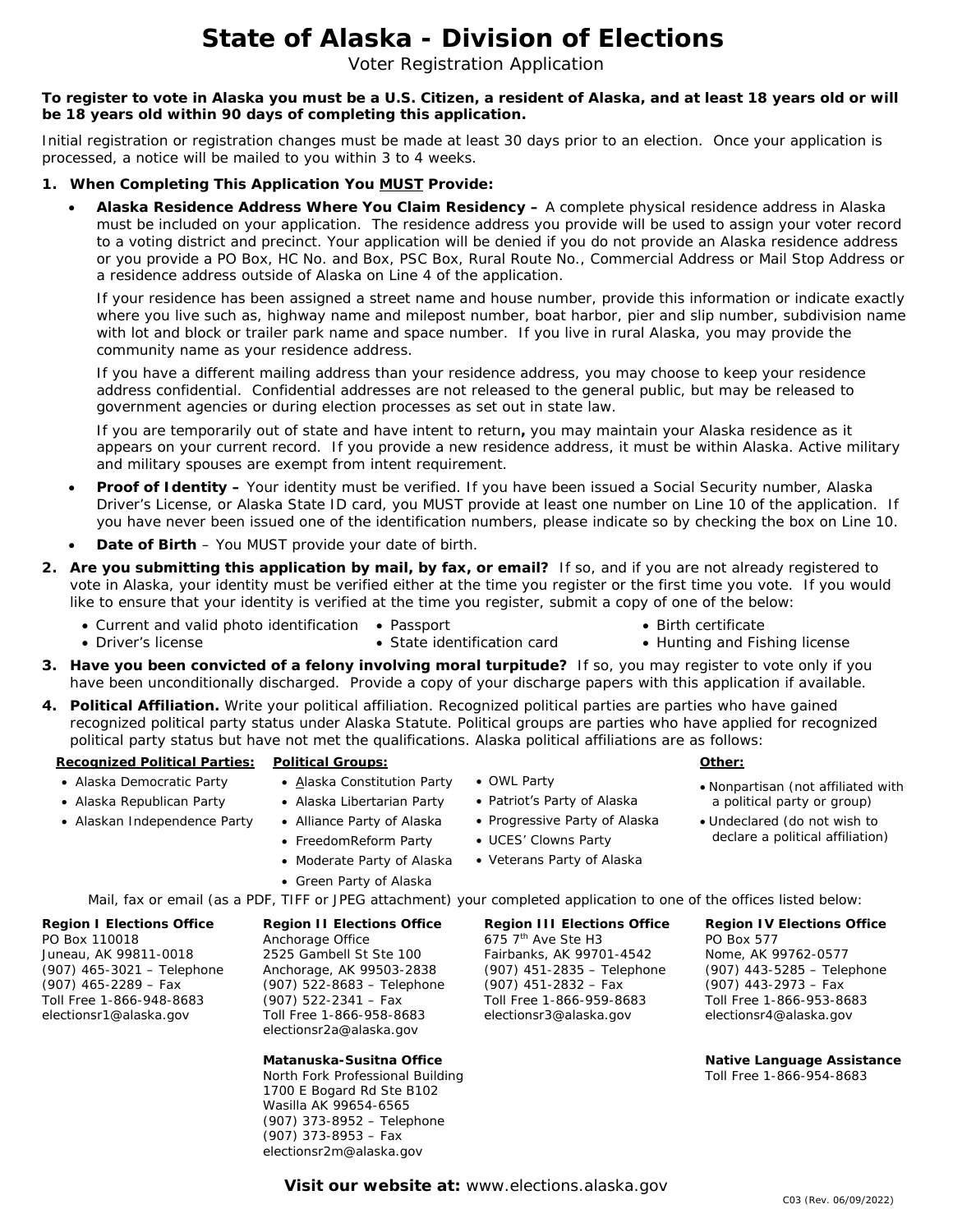# State of Alaska - Division of Elections

Voter Registration Application

**To register to vote in Alaska you must be a U.S. Citizen, a resident of Alaska, and at least 18 years old or will be 18 years old within 90 days of completing this application.**

Initial registration or registration changes must be made at least 30 days prior to an election. Once your application is processed, a notice will be mailed to you within 3 to 4 weeks.

1. **When Completing This Application You MUST Provide:**
   - **Alaska Residence Address Where You Claim Residency –** A complete physical residence address in Alaska must be included on your application. The residence address you provide will be used to assign your voter record to a voting district and precinct. Your application will be denied if you do not provide an Alaska residence address or you provide a PO Box, HC No. and Box, PSC Box, Rural Route No., Commercial Address or Mail Stop Address or a residence address outside of Alaska on Line 4 of the application.

     If your residence has been assigned a street name and house number, provide this information or indicate exactly where you live such as, highway name and milepost number, boat harbor, pier and slip number, subdivision name with lot and block or trailer park name and space number. If you live in rural Alaska, you may provide the community name as your residence address.

     If you have a different mailing address than your residence address, you may choose to keep your residence address confidential. Confidential addresses are not released to the general public, but may be released to government agencies or during election processes as set out in state law.

     If you are temporarily out of state and have intent to return**,** you may maintain your Alaska residence as it appears on your current record. If you provide a new residence address, it must be within Alaska. Active military and military spouses are exempt from intent requirement.
   - **Proof of Identity –** Your identity must be verified. If you have been issued a Social Security number, Alaska Driver's License, or Alaska State ID card, you MUST provide at least one number on Line 10 of the application. If you have never been issued one of the identification numbers, please indicate so by checking the box on Line 10.
   - **Date of Birth** – You MUST provide your date of birth.
2. **Are you submitting this application by mail, by fax, or email?** If so, and if you are not already registered to vote in Alaska, your identity must be verified either at the time you register or the first time you vote. If you would like to ensure that your identity is verified at the time you register, submit a copy of one of the below:
   - Current and valid photo identification
   - Driver's license
   - Passport
   - State identification card
   - Birth certificate
   - Hunting and Fishing license
3. **Have you been convicted of a felony involving moral turpitude?** If so, you may register to vote only if you have been unconditionally discharged. Provide a copy of your discharge papers with this application if available.
4. **Political Affiliation.** Write your political affiliation. Recognized political parties are parties who have gained recognized political party status under Alaska Statute. Political groups are parties who have applied for recognized political party status but have not met the qualifications. Alaska political affiliations are as follows:

**Recognized Political Parties:**
- Alaska Democratic Party
- Alaska Republican Party
- Alaskan Independence Party

**Political Groups:**
- Alaska Constitution Party
- Alaska Libertarian Party
- Alliance Party of Alaska
- FreedomReform Party
- Moderate Party of Alaska
- Green Party of Alaska
- OWL Party
- Patriot's Party of Alaska
- Progressive Party of Alaska
- UCES' Clowns Party
- Veterans Party of Alaska

**Other:**
- Nonpartisan (not affiliated with a political party or group)
- Undeclared (do not wish to declare a political affiliation)

Mail, fax or email (as a PDF, TIFF or JPEG attachment) your completed application to one of the offices listed below:

**Region I Elections Office**
PO Box 110018
Juneau, AK 99811-0018
(907) 465-3021 – Telephone
(907) 465-2289 – Fax
Toll Free 1-866-948-8683
electionsr1@alaska.gov

**Region II Elections Office**
Anchorage Office
2525 Gambell St Ste 100
Anchorage, AK 99503-2838
(907) 522-8683 – Telephone
(907) 522-2341 – Fax
Toll Free 1-866-958-8683
electionsr2a@alaska.gov

**Matanuska-Susitna Office**
North Fork Professional Building
1700 E Bogard Rd Ste B102
Wasilla AK 99654-6565
(907) 373-8952 – Telephone
(907) 373-8953 – Fax
electionsr2m@alaska.gov

**Region III Elections Office**
675 7th Ave Ste H3
Fairbanks, AK 99701-4542
(907) 451-2835 – Telephone
(907) 451-2832 – Fax
Toll Free 1-866-959-8683
electionsr3@alaska.gov

**Region IV Elections Office**
PO Box 577
Nome, AK 99762-0577
(907) 443-5285 – Telephone
(907) 443-2973 – Fax
Toll Free 1-866-953-8683
electionsr4@alaska.gov

**Native Language Assistance**
Toll Free 1-866-954-8683

**Visit our website at:** www.elections.alaska.gov

C03 (Rev. 06/09/2022)